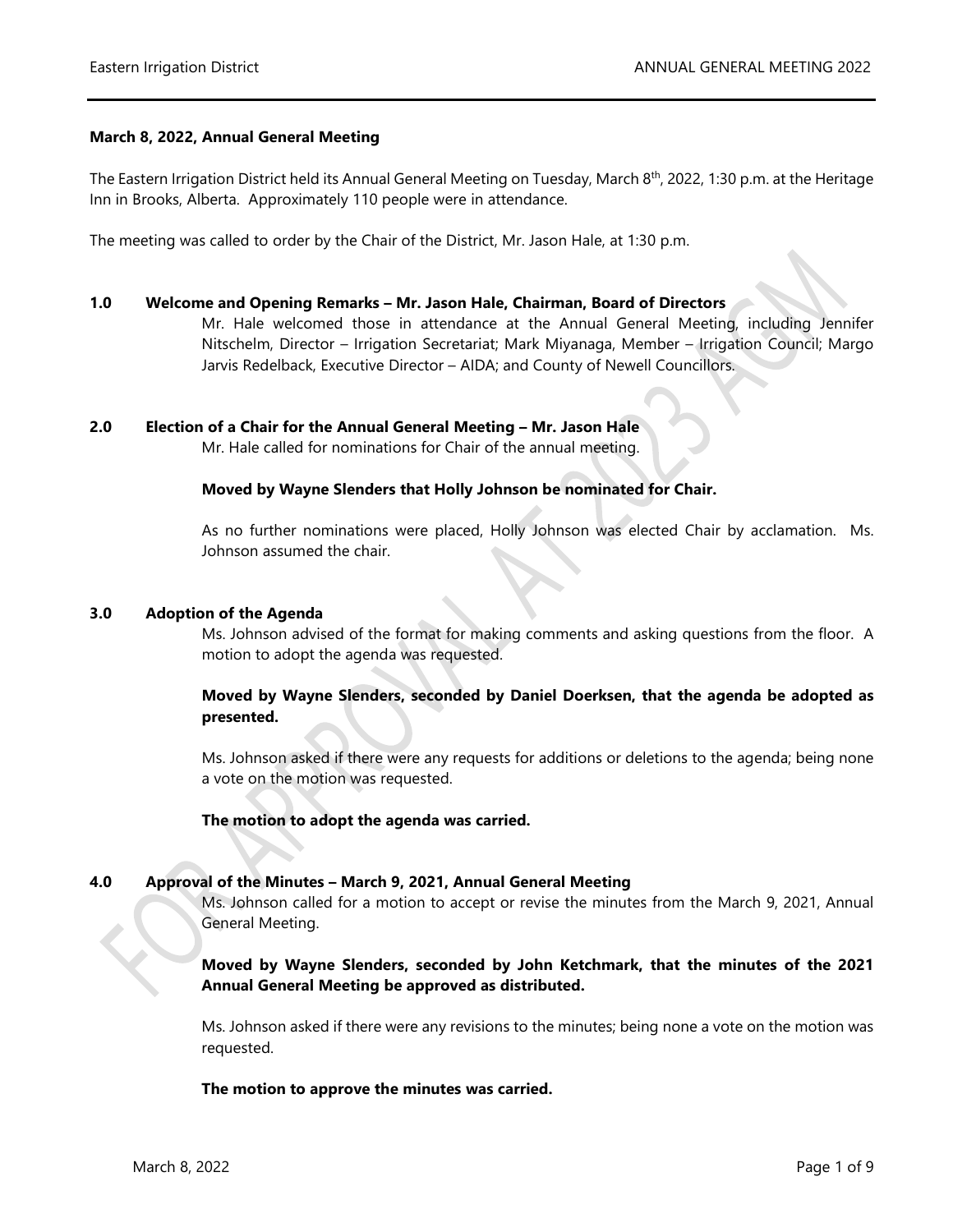**March 8, 2022, Annual General Meeting**

The Eastern Irrigation District held its Annual General Meeting on Tuesday, March 8th, 2022, 1:30 p.m. at the Heritage Inn in Brooks, Alberta. Approximately 110 people were in attendance.

The meeting was called to order by the Chair of the District, Mr. Jason Hale, at 1:30 p.m.

## 1.0 Welcome and Opening Remarks – Mr. Jason Hale, Chairman, Board of Directors

Mr. Hale welcomed those in attendance at the Annual General Meeting, including Jennifer Nitschelm, Director – Irrigation Secretariat; Mark Miyanaga, Member – Irrigation Council; Margo Jarvis Redelback, Executive Director – AIDA; and County of Newell Councillors.

## 2.0 Election of a Chair for the Annual General Meeting – Mr. Jason Hale

Mr. Hale called for nominations for Chair of the annual meeting.

**Moved by Wayne Slenders that Holly Johnson be nominated for Chair.**

As no further nominations were placed, Holly Johnson was elected Chair by acclamation. Ms. Johnson assumed the chair.

## 3.0 Adoption of the Agenda

Ms. Johnson advised of the format for making comments and asking questions from the floor. A motion to adopt the agenda was requested.

**Moved by Wayne Slenders, seconded by Daniel Doerksen, that the agenda be adopted as presented.**

Ms. Johnson asked if there were any requests for additions or deletions to the agenda; being none a vote on the motion was requested.

**The motion to adopt the agenda was carried.**

## 4.0 Approval of the Minutes – March 9, 2021, Annual General Meeting

Ms. Johnson called for a motion to accept or revise the minutes from the March 9, 2021, Annual General Meeting.

**Moved by Wayne Slenders, seconded by John Ketchmark, that the minutes of the 2021 Annual General Meeting be approved as distributed.**

Ms. Johnson asked if there were any revisions to the minutes; being none a vote on the motion was requested.

**The motion to approve the minutes was carried.**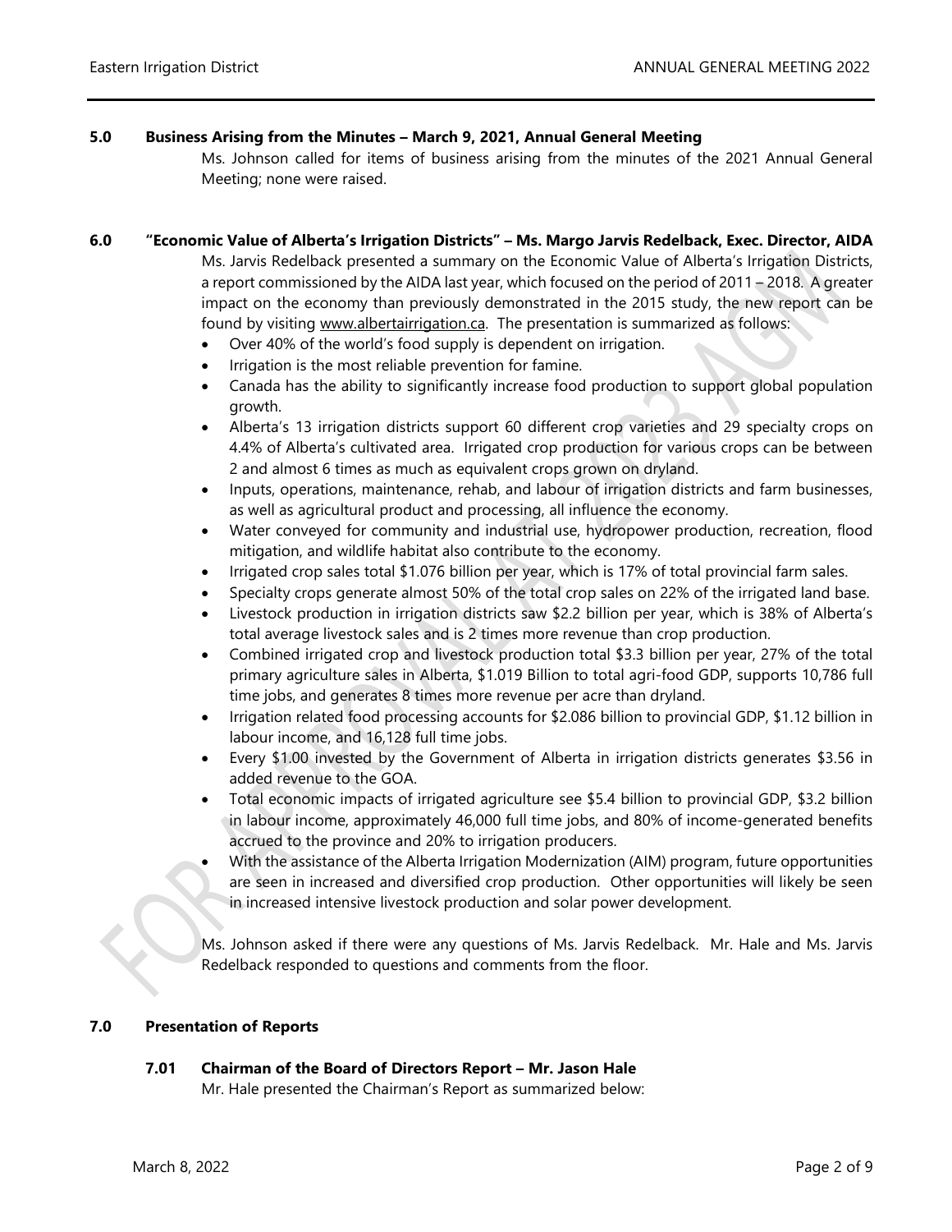### 5.0 Business Arising from the Minutes – March 9, 2021, Annual General Meeting

Ms. Johnson called for items of business arising from the minutes of the 2021 Annual General Meeting; none were raised.

### 6.0 "Economic Value of Alberta's Irrigation Districts" – Ms. Margo Jarvis Redelback, Exec. Director, AIDA

Ms. Jarvis Redelback presented a summary on the Economic Value of Alberta's Irrigation Districts, a report commissioned by the AIDA last year, which focused on the period of 2011 – 2018. A greater impact on the economy than previously demonstrated in the 2015 study, the new report can be found by visiting www.albertairrigation.ca. The presentation is summarized as follows:

- Over 40% of the world's food supply is dependent on irrigation.
- Irrigation is the most reliable prevention for famine.
- Canada has the ability to significantly increase food production to support global population growth.
- Alberta's 13 irrigation districts support 60 different crop varieties and 29 specialty crops on 4.4% of Alberta's cultivated area. Irrigated crop production for various crops can be between 2 and almost 6 times as much as equivalent crops grown on dryland.
- Inputs, operations, maintenance, rehab, and labour of irrigation districts and farm businesses, as well as agricultural product and processing, all influence the economy.
- Water conveyed for community and industrial use, hydropower production, recreation, flood mitigation, and wildlife habitat also contribute to the economy.
- Irrigated crop sales total $1.076 billion per year, which is 17% of total provincial farm sales.
- Specialty crops generate almost 50% of the total crop sales on 22% of the irrigated land base.
- Livestock production in irrigation districts saw $2.2 billion per year, which is 38% of Alberta's total average livestock sales and is 2 times more revenue than crop production.
- Combined irrigated crop and livestock production total $3.3 billion per year, 27% of the total primary agriculture sales in Alberta, $1.019 Billion to total agri-food GDP, supports 10,786 full time jobs, and generates 8 times more revenue per acre than dryland.
- Irrigation related food processing accounts for $2.086 billion to provincial GDP, $1.12 billion in labour income, and 16,128 full time jobs.
- Every $1.00 invested by the Government of Alberta in irrigation districts generates $3.56 in added revenue to the GOA.
- Total economic impacts of irrigated agriculture see $5.4 billion to provincial GDP, $3.2 billion in labour income, approximately 46,000 full time jobs, and 80% of income-generated benefits accrued to the province and 20% to irrigation producers.
- With the assistance of the Alberta Irrigation Modernization (AIM) program, future opportunities are seen in increased and diversified crop production. Other opportunities will likely be seen in increased intensive livestock production and solar power development.

Ms. Johnson asked if there were any questions of Ms. Jarvis Redelback. Mr. Hale and Ms. Jarvis Redelback responded to questions and comments from the floor.

### 7.0 Presentation of Reports

#### 7.01 Chairman of the Board of Directors Report – Mr. Jason Hale

Mr. Hale presented the Chairman's Report as summarized below: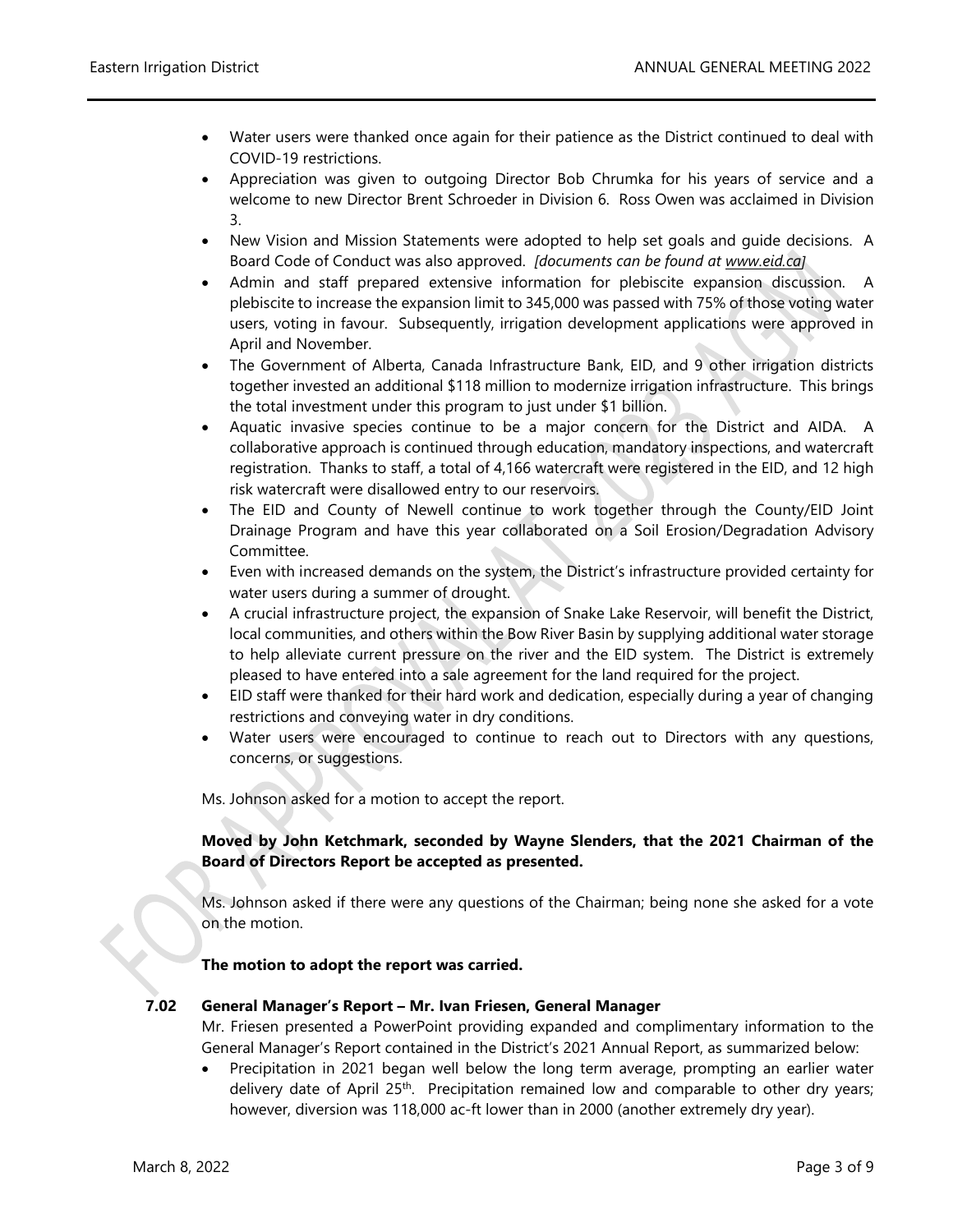- Water users were thanked once again for their patience as the District continued to deal with COVID-19 restrictions.
- Appreciation was given to outgoing Director Bob Chrumka for his years of service and a welcome to new Director Brent Schroeder in Division 6. Ross Owen was acclaimed in Division 3.
- New Vision and Mission Statements were adopted to help set goals and guide decisions. A Board Code of Conduct was also approved. *[documents can be found at www.eid.ca]*
- Admin and staff prepared extensive information for plebiscite expansion discussion. A plebiscite to increase the expansion limit to 345,000 was passed with 75% of those voting water users, voting in favour. Subsequently, irrigation development applications were approved in April and November.
- The Government of Alberta, Canada Infrastructure Bank, EID, and 9 other irrigation districts together invested an additional $118 million to modernize irrigation infrastructure. This brings the total investment under this program to just under $1 billion.
- Aquatic invasive species continue to be a major concern for the District and AIDA. A collaborative approach is continued through education, mandatory inspections, and watercraft registration. Thanks to staff, a total of 4,166 watercraft were registered in the EID, and 12 high risk watercraft were disallowed entry to our reservoirs.
- The EID and County of Newell continue to work together through the County/EID Joint Drainage Program and have this year collaborated on a Soil Erosion/Degradation Advisory Committee.
- Even with increased demands on the system, the District's infrastructure provided certainty for water users during a summer of drought.
- A crucial infrastructure project, the expansion of Snake Lake Reservoir, will benefit the District, local communities, and others within the Bow River Basin by supplying additional water storage to help alleviate current pressure on the river and the EID system. The District is extremely pleased to have entered into a sale agreement for the land required for the project.
- EID staff were thanked for their hard work and dedication, especially during a year of changing restrictions and conveying water in dry conditions.
- Water users were encouraged to continue to reach out to Directors with any questions, concerns, or suggestions.

Ms. Johnson asked for a motion to accept the report.

**Moved by John Ketchmark, seconded by Wayne Slenders, that the 2021 Chairman of the Board of Directors Report be accepted as presented.**

Ms. Johnson asked if there were any questions of the Chairman; being none she asked for a vote on the motion.

**The motion to adopt the report was carried.**

**7.02 General Manager's Report – Mr. Ivan Friesen, General Manager**

Mr. Friesen presented a PowerPoint providing expanded and complimentary information to the General Manager's Report contained in the District's 2021 Annual Report, as summarized below:

- Precipitation in 2021 began well below the long term average, prompting an earlier water delivery date of April 25th. Precipitation remained low and comparable to other dry years; however, diversion was 118,000 ac-ft lower than in 2000 (another extremely dry year).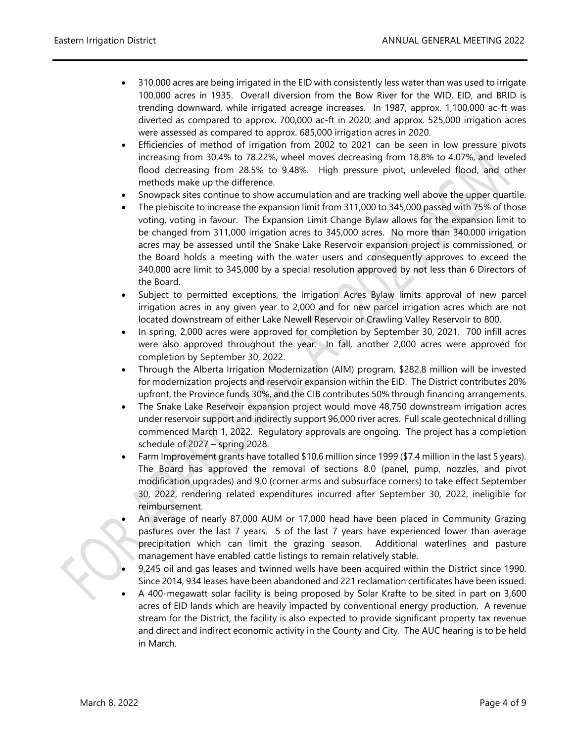- 310,000 acres are being irrigated in the EID with consistently less water than was used to irrigate 100,000 acres in 1935. Overall diversion from the Bow River for the WID, EID, and BRID is trending downward, while irrigated acreage increases. In 1987, approx. 1,100,000 ac-ft was diverted as compared to approx. 700,000 ac-ft in 2020; and approx. 525,000 irrigation acres were assessed as compared to approx. 685,000 irrigation acres in 2020.
- Efficiencies of method of irrigation from 2002 to 2021 can be seen in low pressure pivots increasing from 30.4% to 78.22%, wheel moves decreasing from 18.8% to 4.07%, and leveled flood decreasing from 28.5% to 9.48%. High pressure pivot, unleveled flood, and other methods make up the difference.
- Snowpack sites continue to show accumulation and are tracking well above the upper quartile.
- The plebiscite to increase the expansion limit from 311,000 to 345,000 passed with 75% of those voting, voting in favour. The Expansion Limit Change Bylaw allows for the expansion limit to be changed from 311,000 irrigation acres to 345,000 acres. No more than 340,000 irrigation acres may be assessed until the Snake Lake Reservoir expansion project is commissioned, or the Board holds a meeting with the water users and consequently approves to exceed the 340,000 acre limit to 345,000 by a special resolution approved by not less than 6 Directors of the Board.
- Subject to permitted exceptions, the Irrigation Acres Bylaw limits approval of new parcel irrigation acres in any given year to 2,000 and for new parcel irrigation acres which are not located downstream of either Lake Newell Reservoir or Crawling Valley Reservoir to 800.
- In spring, 2,000 acres were approved for completion by September 30, 2021. 700 infill acres were also approved throughout the year. In fall, another 2,000 acres were approved for completion by September 30, 2022.
- Through the Alberta Irrigation Modernization (AIM) program, $282.8 million will be invested for modernization projects and reservoir expansion within the EID. The District contributes 20% upfront, the Province funds 30%, and the CIB contributes 50% through financing arrangements.
- The Snake Lake Reservoir expansion project would move 48,750 downstream irrigation acres under reservoir support and indirectly support 96,000 river acres. Full scale geotechnical drilling commenced March 1, 2022. Regulatory approvals are ongoing. The project has a completion schedule of 2027 – spring 2028.
- Farm Improvement grants have totalled $10.6 million since 1999 ($7.4 million in the last 5 years). The Board has approved the removal of sections 8.0 (panel, pump, nozzles, and pivot modification upgrades) and 9.0 (corner arms and subsurface corners) to take effect September 30, 2022, rendering related expenditures incurred after September 30, 2022, ineligible for reimbursement.
- An average of nearly 87,000 AUM or 17,000 head have been placed in Community Grazing pastures over the last 7 years. 5 of the last 7 years have experienced lower than average precipitation which can limit the grazing season. Additional waterlines and pasture management have enabled cattle listings to remain relatively stable.
- 9,245 oil and gas leases and twinned wells have been acquired within the District since 1990. Since 2014, 934 leases have been abandoned and 221 reclamation certificates have been issued.
- A 400-megawatt solar facility is being proposed by Solar Krafte to be sited in part on 3,600 acres of EID lands which are heavily impacted by conventional energy production. A revenue stream for the District, the facility is also expected to provide significant property tax revenue and direct and indirect economic activity in the County and City. The AUC hearing is to be held in March.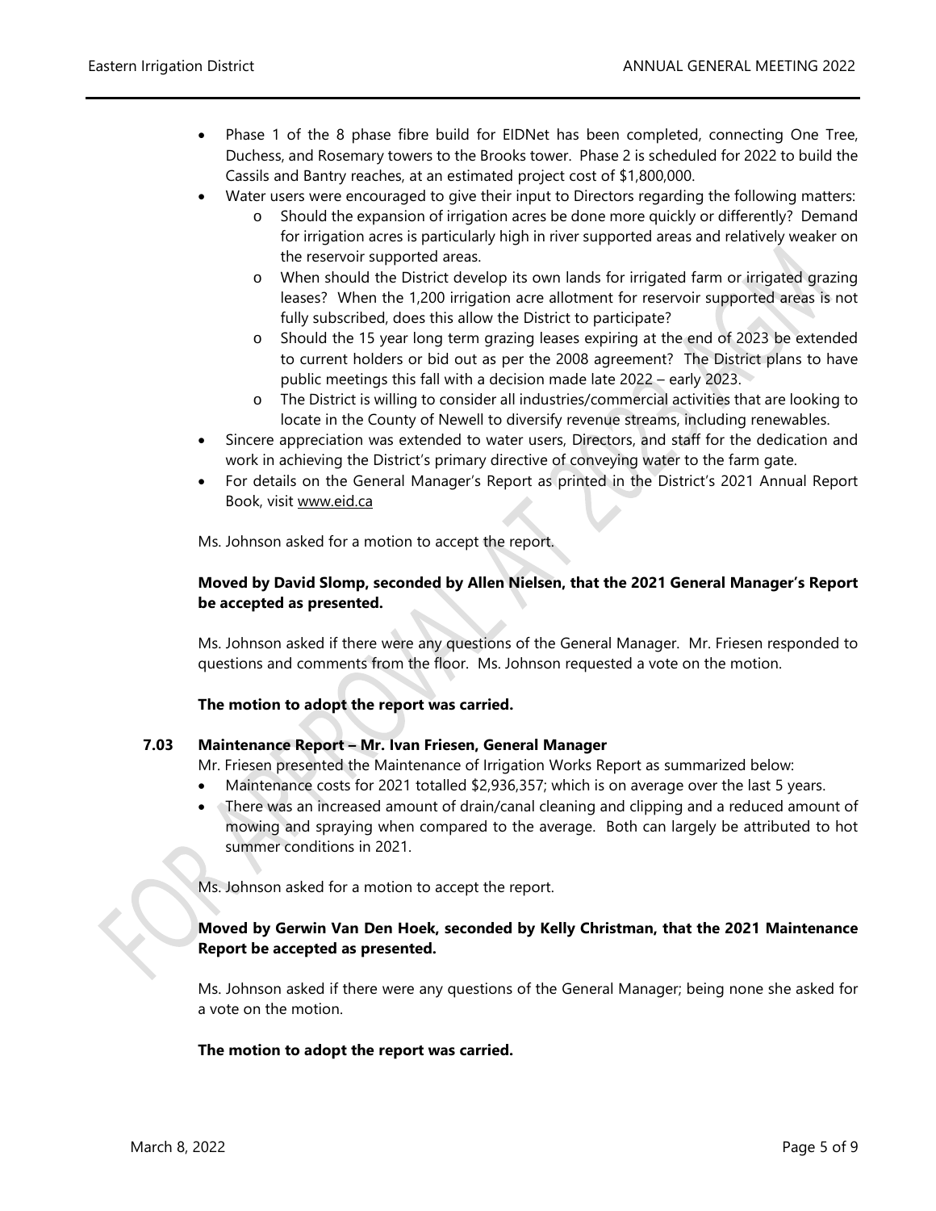- Phase 1 of the 8 phase fibre build for EIDNet has been completed, connecting One Tree, Duchess, and Rosemary towers to the Brooks tower. Phase 2 is scheduled for 2022 to build the Cassils and Bantry reaches, at an estimated project cost of $1,800,000.
- Water users were encouraged to give their input to Directors regarding the following matters:
  - Should the expansion of irrigation acres be done more quickly or differently? Demand for irrigation acres is particularly high in river supported areas and relatively weaker on the reservoir supported areas.
  - When should the District develop its own lands for irrigated farm or irrigated grazing leases? When the 1,200 irrigation acre allotment for reservoir supported areas is not fully subscribed, does this allow the District to participate?
  - Should the 15 year long term grazing leases expiring at the end of 2023 be extended to current holders or bid out as per the 2008 agreement? The District plans to have public meetings this fall with a decision made late 2022 – early 2023.
  - The District is willing to consider all industries/commercial activities that are looking to locate in the County of Newell to diversify revenue streams, including renewables.
- Sincere appreciation was extended to water users, Directors, and staff for the dedication and work in achieving the District's primary directive of conveying water to the farm gate.
- For details on the General Manager's Report as printed in the District's 2021 Annual Report Book, visit www.eid.ca

Ms. Johnson asked for a motion to accept the report.

**Moved by David Slomp, seconded by Allen Nielsen, that the 2021 General Manager's Report be accepted as presented.**

Ms. Johnson asked if there were any questions of the General Manager. Mr. Friesen responded to questions and comments from the floor. Ms. Johnson requested a vote on the motion.

**The motion to adopt the report was carried.**

### 7.03 Maintenance Report – Mr. Ivan Friesen, General Manager

Mr. Friesen presented the Maintenance of Irrigation Works Report as summarized below:

- Maintenance costs for 2021 totalled $2,936,357; which is on average over the last 5 years.
- There was an increased amount of drain/canal cleaning and clipping and a reduced amount of mowing and spraying when compared to the average. Both can largely be attributed to hot summer conditions in 2021.

Ms. Johnson asked for a motion to accept the report.

**Moved by Gerwin Van Den Hoek, seconded by Kelly Christman, that the 2021 Maintenance Report be accepted as presented.**

Ms. Johnson asked if there were any questions of the General Manager; being none she asked for a vote on the motion.

**The motion to adopt the report was carried.**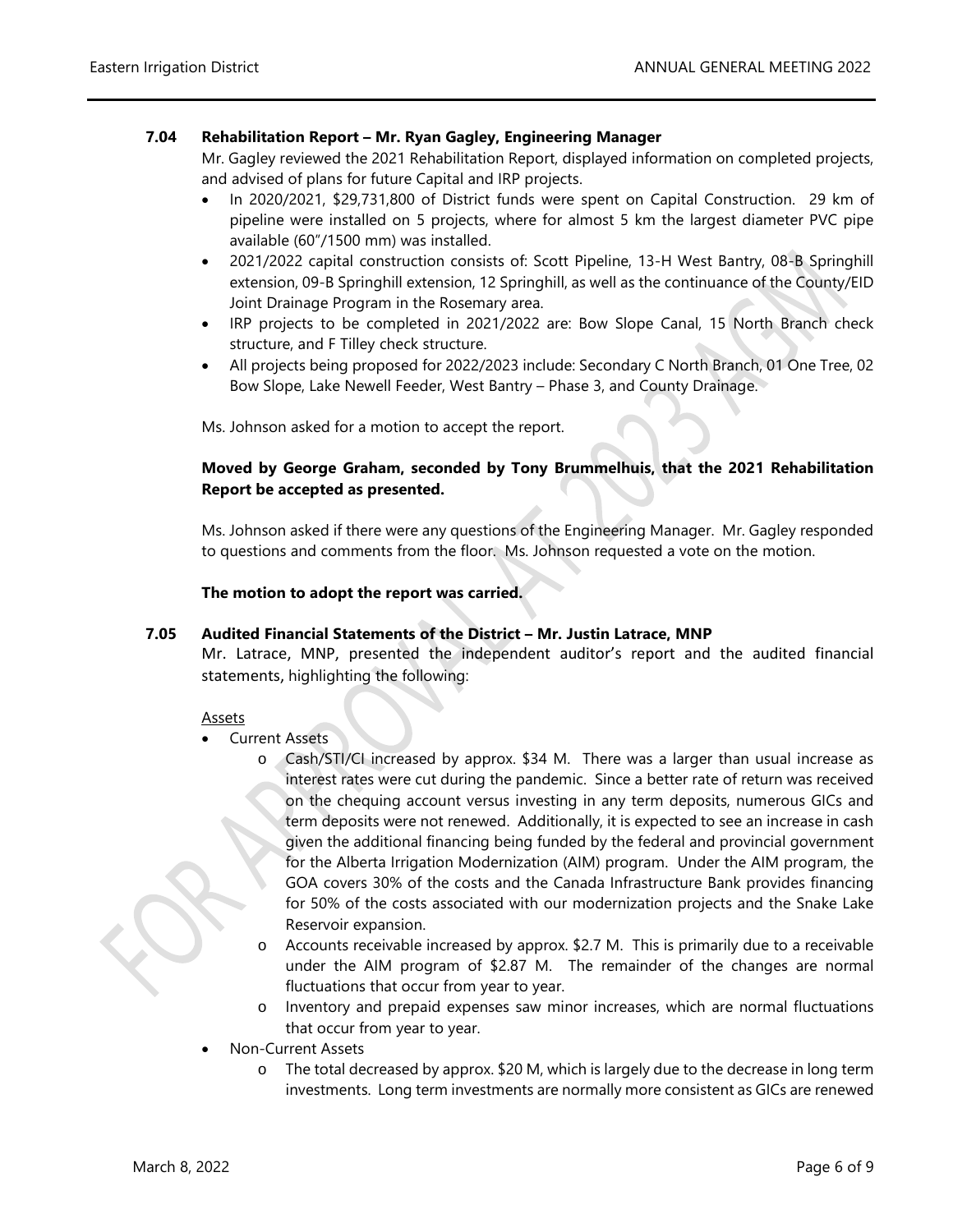### 7.04 Rehabilitation Report – Mr. Ryan Gagley, Engineering Manager

Mr. Gagley reviewed the 2021 Rehabilitation Report, displayed information on completed projects, and advised of plans for future Capital and IRP projects.

- In 2020/2021, $29,731,800 of District funds were spent on Capital Construction. 29 km of pipeline were installed on 5 projects, where for almost 5 km the largest diameter PVC pipe available (60"/1500 mm) was installed.
- 2021/2022 capital construction consists of: Scott Pipeline, 13-H West Bantry, 08-B Springhill extension, 09-B Springhill extension, 12 Springhill, as well as the continuance of the County/EID Joint Drainage Program in the Rosemary area.
- IRP projects to be completed in 2021/2022 are: Bow Slope Canal, 15 North Branch check structure, and F Tilley check structure.
- All projects being proposed for 2022/2023 include: Secondary C North Branch, 01 One Tree, 02 Bow Slope, Lake Newell Feeder, West Bantry – Phase 3, and County Drainage.

Ms. Johnson asked for a motion to accept the report.

**Moved by George Graham, seconded by Tony Brummelhuis, that the 2021 Rehabilitation Report be accepted as presented.**

Ms. Johnson asked if there were any questions of the Engineering Manager. Mr. Gagley responded to questions and comments from the floor. Ms. Johnson requested a vote on the motion.

**The motion to adopt the report was carried.**

### 7.05 Audited Financial Statements of the District – Mr. Justin Latrace, MNP

Mr. Latrace, MNP, presented the independent auditor's report and the audited financial statements, highlighting the following:

Assets

- Current Assets
  - Cash/STI/CI increased by approx. $34 M. There was a larger than usual increase as interest rates were cut during the pandemic. Since a better rate of return was received on the chequing account versus investing in any term deposits, numerous GICs and term deposits were not renewed. Additionally, it is expected to see an increase in cash given the additional financing being funded by the federal and provincial government for the Alberta Irrigation Modernization (AIM) program. Under the AIM program, the GOA covers 30% of the costs and the Canada Infrastructure Bank provides financing for 50% of the costs associated with our modernization projects and the Snake Lake Reservoir expansion.
  - Accounts receivable increased by approx. $2.7 M. This is primarily due to a receivable under the AIM program of $2.87 M. The remainder of the changes are normal fluctuations that occur from year to year.
  - Inventory and prepaid expenses saw minor increases, which are normal fluctuations that occur from year to year.
- Non-Current Assets
  - The total decreased by approx. $20 M, which is largely due to the decrease in long term investments. Long term investments are normally more consistent as GICs are renewed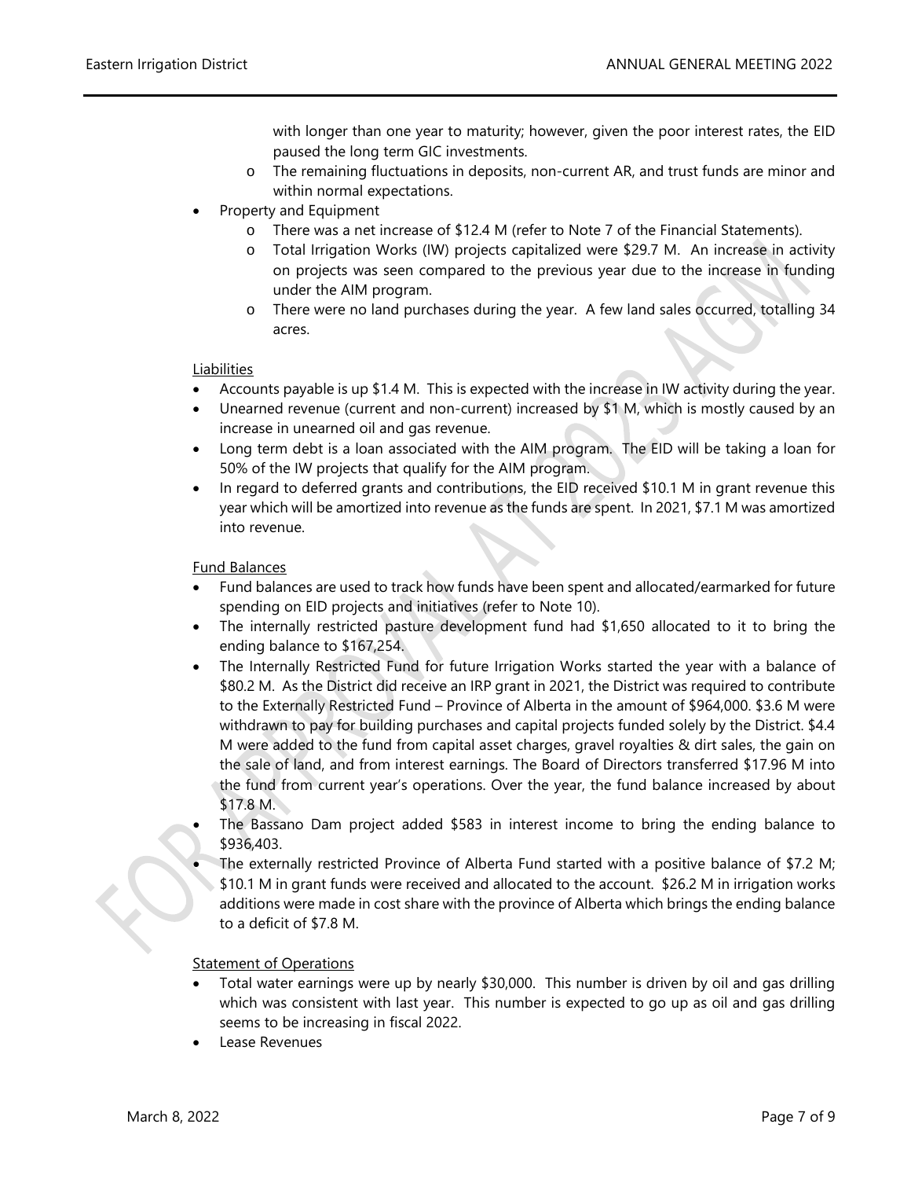with longer than one year to maturity; however, given the poor interest rates, the EID paused the long term GIC investments.
  - The remaining fluctuations in deposits, non-current AR, and trust funds are minor and within normal expectations.
- Property and Equipment
  - There was a net increase of $12.4 M (refer to Note 7 of the Financial Statements).
  - Total Irrigation Works (IW) projects capitalized were $29.7 M. An increase in activity on projects was seen compared to the previous year due to the increase in funding under the AIM program.
  - There were no land purchases during the year. A few land sales occurred, totalling 34 acres.

Liabilities

- Accounts payable is up $1.4 M. This is expected with the increase in IW activity during the year.
- Unearned revenue (current and non-current) increased by $1 M, which is mostly caused by an increase in unearned oil and gas revenue.
- Long term debt is a loan associated with the AIM program. The EID will be taking a loan for 50% of the IW projects that qualify for the AIM program.
- In regard to deferred grants and contributions, the EID received $10.1 M in grant revenue this year which will be amortized into revenue as the funds are spent. In 2021, $7.1 M was amortized into revenue.

Fund Balances

- Fund balances are used to track how funds have been spent and allocated/earmarked for future spending on EID projects and initiatives (refer to Note 10).
- The internally restricted pasture development fund had $1,650 allocated to it to bring the ending balance to $167,254.
- The Internally Restricted Fund for future Irrigation Works started the year with a balance of $80.2 M. As the District did receive an IRP grant in 2021, the District was required to contribute to the Externally Restricted Fund – Province of Alberta in the amount of $964,000. $3.6 M were withdrawn to pay for building purchases and capital projects funded solely by the District. $4.4 M were added to the fund from capital asset charges, gravel royalties & dirt sales, the gain on the sale of land, and from interest earnings. The Board of Directors transferred $17.96 M into the fund from current year's operations. Over the year, the fund balance increased by about $17.8 M.
- The Bassano Dam project added $583 in interest income to bring the ending balance to $936,403.
- The externally restricted Province of Alberta Fund started with a positive balance of $7.2 M; $10.1 M in grant funds were received and allocated to the account. $26.2 M in irrigation works additions were made in cost share with the province of Alberta which brings the ending balance to a deficit of $7.8 M.

Statement of Operations

- Total water earnings were up by nearly $30,000. This number is driven by oil and gas drilling which was consistent with last year. This number is expected to go up as oil and gas drilling seems to be increasing in fiscal 2022.
- Lease Revenues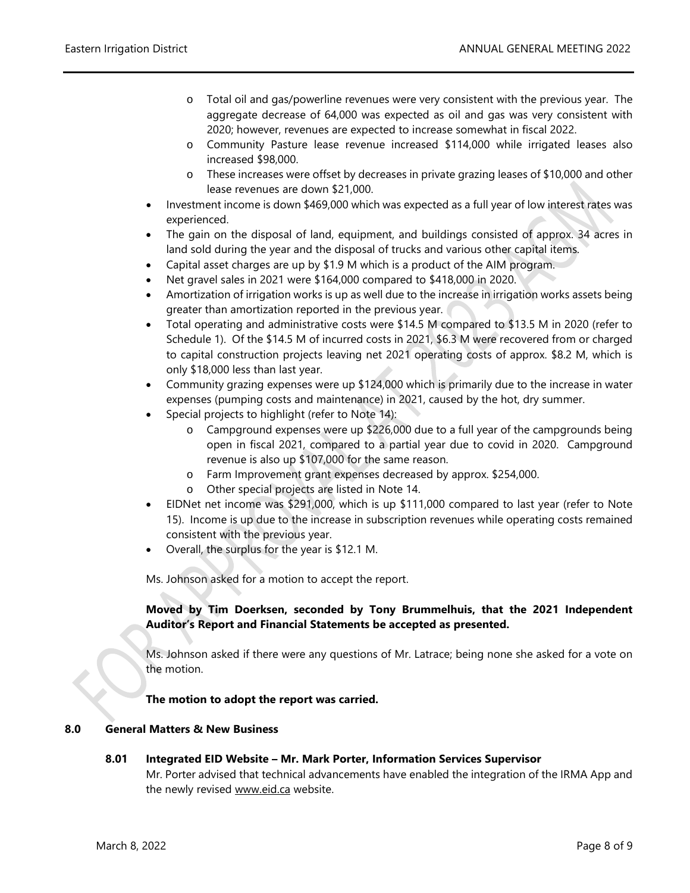- Total oil and gas/powerline revenues were very consistent with the previous year. The aggregate decrease of 64,000 was expected as oil and gas was very consistent with 2020; however, revenues are expected to increase somewhat in fiscal 2022.
    - Community Pasture lease revenue increased $114,000 while irrigated leases also increased $98,000.
    - These increases were offset by decreases in private grazing leases of $10,000 and other lease revenues are down $21,000.
- Investment income is down $469,000 which was expected as a full year of low interest rates was experienced.
- The gain on the disposal of land, equipment, and buildings consisted of approx. 34 acres in land sold during the year and the disposal of trucks and various other capital items.
- Capital asset charges are up by $1.9 M which is a product of the AIM program.
- Net gravel sales in 2021 were $164,000 compared to $418,000 in 2020.
- Amortization of irrigation works is up as well due to the increase in irrigation works assets being greater than amortization reported in the previous year.
- Total operating and administrative costs were $14.5 M compared to $13.5 M in 2020 (refer to Schedule 1). Of the $14.5 M of incurred costs in 2021, $6.3 M were recovered from or charged to capital construction projects leaving net 2021 operating costs of approx. $8.2 M, which is only $18,000 less than last year.
- Community grazing expenses were up $124,000 which is primarily due to the increase in water expenses (pumping costs and maintenance) in 2021, caused by the hot, dry summer.
- Special projects to highlight (refer to Note 14):
    - Campground expenses were up $226,000 due to a full year of the campgrounds being open in fiscal 2021, compared to a partial year due to covid in 2020. Campground revenue is also up $107,000 for the same reason.
    - Farm Improvement grant expenses decreased by approx. $254,000.
    - Other special projects are listed in Note 14.
- EIDNet net income was $291,000, which is up $111,000 compared to last year (refer to Note 15). Income is up due to the increase in subscription revenues while operating costs remained consistent with the previous year.
- Overall, the surplus for the year is $12.1 M.

Ms. Johnson asked for a motion to accept the report.

**Moved by Tim Doerksen, seconded by Tony Brummelhuis, that the 2021 Independent Auditor's Report and Financial Statements be accepted as presented.**

Ms. Johnson asked if there were any questions of Mr. Latrace; being none she asked for a vote on the motion.

**The motion to adopt the report was carried.**

## 8.0 General Matters & New Business

### 8.01 Integrated EID Website – Mr. Mark Porter, Information Services Supervisor

Mr. Porter advised that technical advancements have enabled the integration of the IRMA App and the newly revised www.eid.ca website.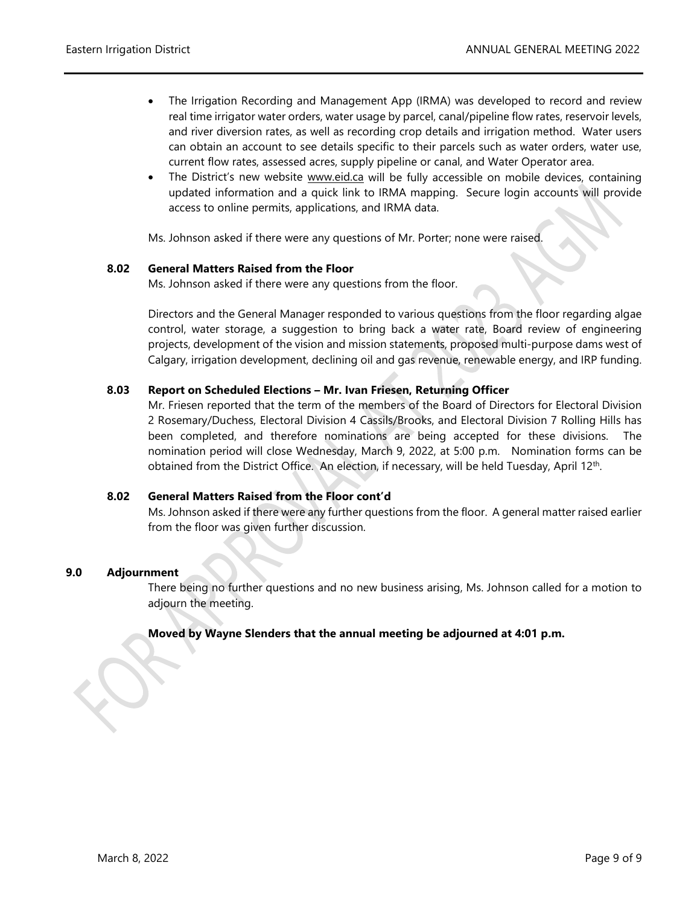- The Irrigation Recording and Management App (IRMA) was developed to record and review real time irrigator water orders, water usage by parcel, canal/pipeline flow rates, reservoir levels, and river diversion rates, as well as recording crop details and irrigation method. Water users can obtain an account to see details specific to their parcels such as water orders, water use, current flow rates, assessed acres, supply pipeline or canal, and Water Operator area.
- The District's new website www.eid.ca will be fully accessible on mobile devices, containing updated information and a quick link to IRMA mapping. Secure login accounts will provide access to online permits, applications, and IRMA data.

Ms. Johnson asked if there were any questions of Mr. Porter; none were raised.

### 8.02 General Matters Raised from the Floor

Ms. Johnson asked if there were any questions from the floor.

Directors and the General Manager responded to various questions from the floor regarding algae control, water storage, a suggestion to bring back a water rate, Board review of engineering projects, development of the vision and mission statements, proposed multi-purpose dams west of Calgary, irrigation development, declining oil and gas revenue, renewable energy, and IRP funding.

### 8.03 Report on Scheduled Elections – Mr. Ivan Friesen, Returning Officer

Mr. Friesen reported that the term of the members of the Board of Directors for Electoral Division 2 Rosemary/Duchess, Electoral Division 4 Cassils/Brooks, and Electoral Division 7 Rolling Hills has been completed, and therefore nominations are being accepted for these divisions. The nomination period will close Wednesday, March 9, 2022, at 5:00 p.m. Nomination forms can be obtained from the District Office. An election, if necessary, will be held Tuesday, April 12th.

### 8.02 General Matters Raised from the Floor cont'd

Ms. Johnson asked if there were any further questions from the floor. A general matter raised earlier from the floor was given further discussion.

## 9.0 Adjournment

There being no further questions and no new business arising, Ms. Johnson called for a motion to adjourn the meeting.

**Moved by Wayne Slenders that the annual meeting be adjourned at 4:01 p.m.**